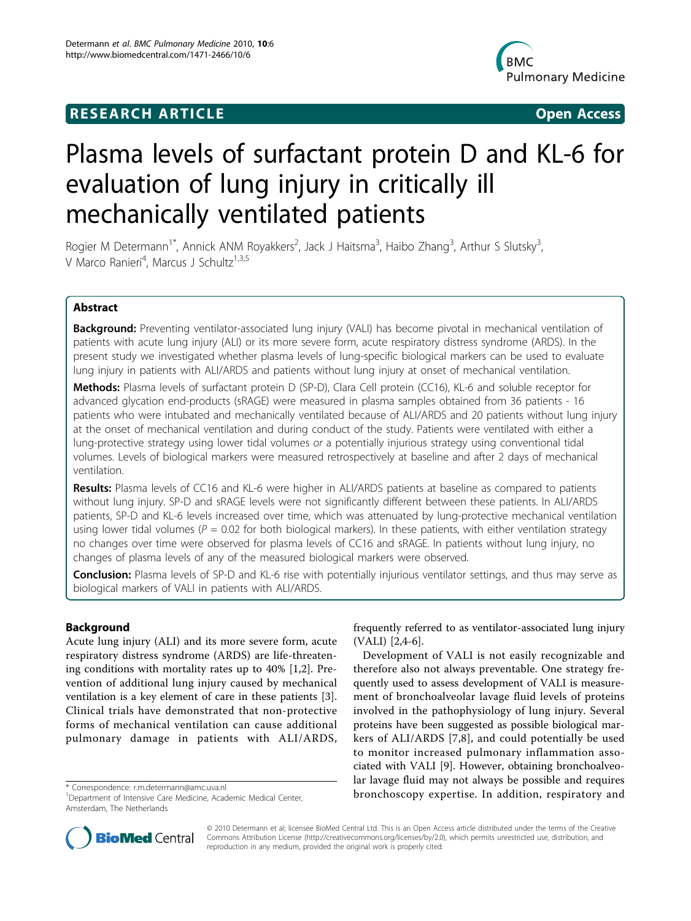RESEARCH ARTICLE Open Access

# Plasma levels of surfactant protein D and KL-6 for evaluation of lung injury in critically ill mechanically ventilated patients

Rogier M Determann[1*], Annick ANM Royakkers[2], Jack J Haitsma[3], Haibo Zhang[3], Arthur S Slutsky[3], V Marco Ranieri[4], Marcus J Schultz[1,3,5]

## Abstract

**Background:** Preventing ventilator-associated lung injury (VALI) has become pivotal in mechanical ventilation of patients with acute lung injury (ALI) or its more severe form, acute respiratory distress syndrome (ARDS). In the present study we investigated whether plasma levels of lung-specific biological markers can be used to evaluate lung injury in patients with ALI/ARDS and patients without lung injury at onset of mechanical ventilation.

**Methods:** Plasma levels of surfactant protein D (SP-D), Clara Cell protein (CC16), KL-6 and soluble receptor for advanced glycation end-products (sRAGE) were measured in plasma samples obtained from 36 patients - 16 patients who were intubated and mechanically ventilated because of ALI/ARDS and 20 patients without lung injury at the onset of mechanical ventilation and during conduct of the study. Patients were ventilated with either a lung-protective strategy using lower tidal volumes *or* a potentially injurious strategy using conventional tidal volumes. Levels of biological markers were measured retrospectively at baseline and after 2 days of mechanical ventilation.

**Results:** Plasma levels of CC16 and KL-6 were higher in ALI/ARDS patients at baseline as compared to patients without lung injury. SP-D and sRAGE levels were not significantly different between these patients. In ALI/ARDS patients, SP-D and KL-6 levels increased over time, which was attenuated by lung-protective mechanical ventilation using lower tidal volumes ($P = 0.02$ for both biological markers). In these patients, with either ventilation strategy no changes over time were observed for plasma levels of CC16 and sRAGE. In patients without lung injury, no changes of plasma levels of any of the measured biological markers were observed.

**Conclusion:** Plasma levels of SP-D and KL-6 rise with potentially injurious ventilator settings, and thus may serve as biological markers of VALI in patients with ALI/ARDS.

## Background

Acute lung injury (ALI) and its more severe form, acute respiratory distress syndrome (ARDS) are life-threatening conditions with mortality rates up to 40% [1,2]. Prevention of additional lung injury caused by mechanical ventilation is a key element of care in these patients [3]. Clinical trials have demonstrated that non-protective forms of mechanical ventilation can cause additional pulmonary damage in patients with ALI/ARDS, frequently referred to as ventilator-associated lung injury (VALI) [2,4-6].

Development of VALI is not easily recognizable and therefore also not always preventable. One strategy frequently used to assess development of VALI is measurement of bronchoalveolar lavage fluid levels of proteins involved in the pathophysiology of lung injury. Several proteins have been suggested as possible biological markers of ALI/ARDS [7,8], and could potentially be used to monitor increased pulmonary inflammation associated with VALI [9]. However, obtaining bronchoalveolar lavage fluid may not always be possible and requires bronchoscopy expertise. In addition, respiratory and

\* Correspondence: r.m.determann@amc.uva.nl
[1]Department of Intensive Care Medicine, Academic Medical Center, Amsterdam, The Netherlands

© 2010 Determann et al; licensee BioMed Central Ltd. This is an Open Access article distributed under the terms of the Creative Commons Attribution License (http://creativecommons.org/licenses/by/2.0), which permits unrestricted use, distribution, and reproduction in any medium, provided the original work is properly cited.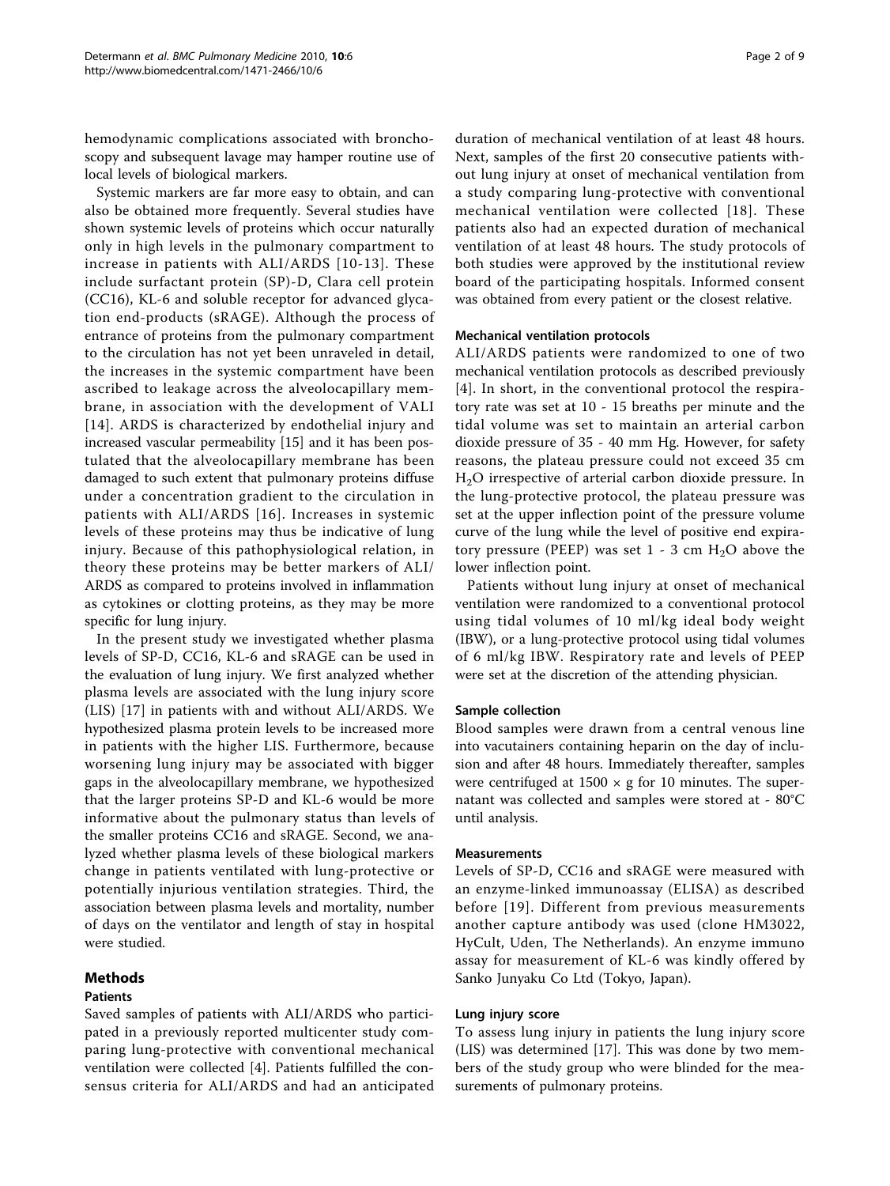hemodynamic complications associated with bronchoscopy and subsequent lavage may hamper routine use of local levels of biological markers.

Systemic markers are far more easy to obtain, and can also be obtained more frequently. Several studies have shown systemic levels of proteins which occur naturally only in high levels in the pulmonary compartment to increase in patients with ALI/ARDS [10-13]. These include surfactant protein (SP)-D, Clara cell protein (CC16), KL-6 and soluble receptor for advanced glycation end-products (sRAGE). Although the process of entrance of proteins from the pulmonary compartment to the circulation has not yet been unraveled in detail, the increases in the systemic compartment have been ascribed to leakage across the alveolocapillary membrane, in association with the development of VALI [14]. ARDS is characterized by endothelial injury and increased vascular permeability [15] and it has been postulated that the alveolocapillary membrane has been damaged to such extent that pulmonary proteins diffuse under a concentration gradient to the circulation in patients with ALI/ARDS [16]. Increases in systemic levels of these proteins may thus be indicative of lung injury. Because of this pathophysiological relation, in theory these proteins may be better markers of ALI/ARDS as compared to proteins involved in inflammation as cytokines or clotting proteins, as they may be more specific for lung injury.

In the present study we investigated whether plasma levels of SP-D, CC16, KL-6 and sRAGE can be used in the evaluation of lung injury. We first analyzed whether plasma levels are associated with the lung injury score (LIS) [17] in patients with and without ALI/ARDS. We hypothesized plasma protein levels to be increased more in patients with the higher LIS. Furthermore, because worsening lung injury may be associated with bigger gaps in the alveolocapillary membrane, we hypothesized that the larger proteins SP-D and KL-6 would be more informative about the pulmonary status than levels of the smaller proteins CC16 and sRAGE. Second, we analyzed whether plasma levels of these biological markers change in patients ventilated with lung-protective or potentially injurious ventilation strategies. Third, the association between plasma levels and mortality, number of days on the ventilator and length of stay in hospital were studied.

## Methods

### Patients

Saved samples of patients with ALI/ARDS who participated in a previously reported multicenter study comparing lung-protective with conventional mechanical ventilation were collected [4]. Patients fulfilled the consensus criteria for ALI/ARDS and had an anticipated duration of mechanical ventilation of at least 48 hours. Next, samples of the first 20 consecutive patients without lung injury at onset of mechanical ventilation from a study comparing lung-protective with conventional mechanical ventilation were collected [18]. These patients also had an expected duration of mechanical ventilation of at least 48 hours. The study protocols of both studies were approved by the institutional review board of the participating hospitals. Informed consent was obtained from every patient or the closest relative.

### Mechanical ventilation protocols

ALI/ARDS patients were randomized to one of two mechanical ventilation protocols as described previously [4]. In short, in the conventional protocol the respiratory rate was set at 10 - 15 breaths per minute and the tidal volume was set to maintain an arterial carbon dioxide pressure of 35 - 40 mm Hg. However, for safety reasons, the plateau pressure could not exceed 35 cm $H_2O$ irrespective of arterial carbon dioxide pressure. In the lung-protective protocol, the plateau pressure was set at the upper inflection point of the pressure volume curve of the lung while the level of positive end expiratory pressure (PEEP) was set 1 - 3 cm $H_2O$ above the lower inflection point.

Patients without lung injury at onset of mechanical ventilation were randomized to a conventional protocol using tidal volumes of 10 ml/kg ideal body weight (IBW), or a lung-protective protocol using tidal volumes of 6 ml/kg IBW. Respiratory rate and levels of PEEP were set at the discretion of the attending physician.

### Sample collection

Blood samples were drawn from a central venous line into vacutainers containing heparin on the day of inclusion and after 48 hours. Immediately thereafter, samples were centrifuged at 1500 × g for 10 minutes. The supernatant was collected and samples were stored at - 80°C until analysis.

### Measurements

Levels of SP-D, CC16 and sRAGE were measured with an enzyme-linked immunoassay (ELISA) as described before [19]. Different from previous measurements another capture antibody was used (clone HM3022, HyCult, Uden, The Netherlands). An enzyme immuno assay for measurement of KL-6 was kindly offered by Sanko Junyaku Co Ltd (Tokyo, Japan).

### Lung injury score

To assess lung injury in patients the lung injury score (LIS) was determined [17]. This was done by two members of the study group who were blinded for the measurements of pulmonary proteins.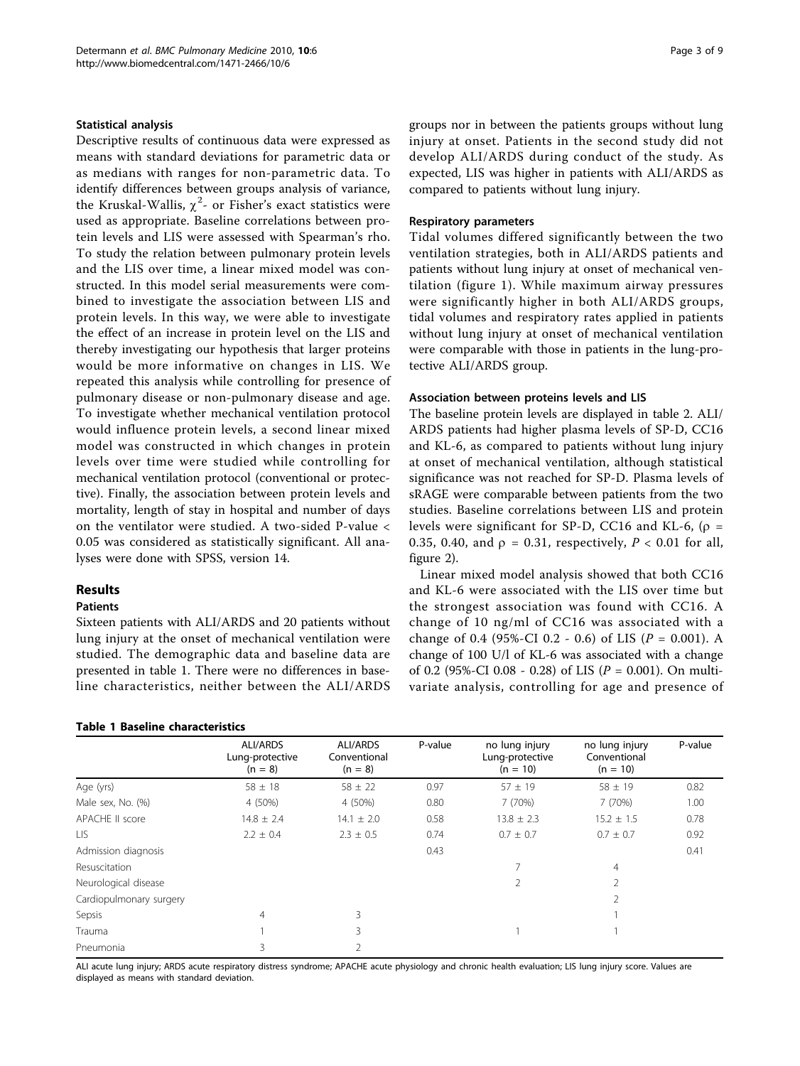### Statistical analysis

Descriptive results of continuous data were expressed as means with standard deviations for parametric data or as medians with ranges for non-parametric data. To identify differences between groups analysis of variance, the Kruskal-Wallis, $\chi^2$- or Fisher's exact statistics were used as appropriate. Baseline correlations between protein levels and LIS were assessed with Spearman's rho. To study the relation between pulmonary protein levels and the LIS over time, a linear mixed model was constructed. In this model serial measurements were combined to investigate the association between LIS and protein levels. In this way, we were able to investigate the effect of an increase in protein level on the LIS and thereby investigating our hypothesis that larger proteins would be more informative on changes in LIS. We repeated this analysis while controlling for presence of pulmonary disease or non-pulmonary disease and age. To investigate whether mechanical ventilation protocol would influence protein levels, a second linear mixed model was constructed in which changes in protein levels over time were studied while controlling for mechanical ventilation protocol (conventional or protective). Finally, the association between protein levels and mortality, length of stay in hospital and number of days on the ventilator were studied. A two-sided P-value < 0.05 was considered as statistically significant. All analyses were done with SPSS, version 14.

## Results

### Patients

Sixteen patients with ALI/ARDS and 20 patients without lung injury at the onset of mechanical ventilation were studied. The demographic data and baseline data are presented in table 1. There were no differences in baseline characteristics, neither between the ALI/ARDS groups nor in between the patients groups without lung injury at onset. Patients in the second study did not develop ALI/ARDS during conduct of the study. As expected, LIS was higher in patients with ALI/ARDS as compared to patients without lung injury.

### Respiratory parameters

Tidal volumes differed significantly between the two ventilation strategies, both in ALI/ARDS patients and patients without lung injury at onset of mechanical ventilation (figure 1). While maximum airway pressures were significantly higher in both ALI/ARDS groups, tidal volumes and respiratory rates applied in patients without lung injury at onset of mechanical ventilation were comparable with those in patients in the lung-protective ALI/ARDS group.

### Association between proteins levels and LIS

The baseline protein levels are displayed in table 2. ALI/ARDS patients had higher plasma levels of SP-D, CC16 and KL-6, as compared to patients without lung injury at onset of mechanical ventilation, although statistical significance was not reached for SP-D. Plasma levels of sRAGE were comparable between patients from the two studies. Baseline correlations between LIS and protein levels were significant for SP-D, CC16 and KL-6, ($\rho$ = 0.35, 0.40, and $\rho$ = 0.31, respectively, $P$ < 0.01 for all, figure 2).

Linear mixed model analysis showed that both CC16 and KL-6 were associated with the LIS over time but the strongest association was found with CC16. A change of 10 ng/ml of CC16 was associated with a change of 0.4 (95%-CI 0.2 - 0.6) of LIS ($P$ = 0.001). A change of 100 U/l of KL-6 was associated with a change of 0.2 (95%-CI 0.08 - 0.28) of LIS ($P$ = 0.001). On multivariate analysis, controlling for age and presence of

**Table 1 Baseline characteristics**

| | ALI/ARDS Lung-protective (n = 8) | ALI/ARDS Conventional (n = 8) | P-value | no lung injury Lung-protective (n = 10) | no lung injury Conventional (n = 10) | P-value |
|---|---|---|---|---|---|---|
| Age (yrs) | 58 ± 18 | 58 ± 22 | 0.97 | 57 ± 19 | 58 ± 19 | 0.82 |
| Male sex, No. (%) | 4 (50%) | 4 (50%) | 0.80 | 7 (70%) | 7 (70%) | 1.00 |
| APACHE II score | 14.8 ± 2.4 | 14.1 ± 2.0 | 0.58 | 13.8 ± 2.3 | 15.2 ± 1.5 | 0.78 |
| LIS | 2.2 ± 0.4 | 2.3 ± 0.5 | 0.74 | 0.7 ± 0.7 | 0.7 ± 0.7 | 0.92 |
| Admission diagnosis | | | 0.43 | | | 0.41 |
| Resuscitation | | | | 7 | 4 | |
| Neurological disease | | | | 2 | 2 | |
| Cardiopulmonary surgery | | | | | 2 | |
| Sepsis | 4 | 3 | | | 1 | |
| Trauma | 1 | 3 | | 1 | 1 | |
| Pneumonia | 3 | 2 | | | | |

ALI acute lung injury; ARDS acute respiratory distress syndrome; APACHE acute physiology and chronic health evaluation; LIS lung injury score. Values are displayed as means with standard deviation.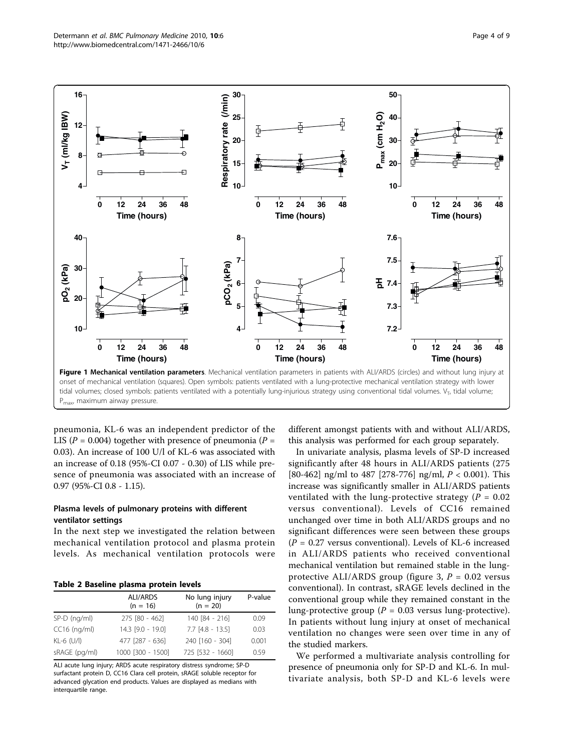**Figure 1 Mechanical ventilation parameters**. Mechanical ventilation parameters in patients with ALI/ARDS (circles) and without lung injury at onset of mechanical ventilation (squares). Open symbols: patients ventilated with a lung-protective mechanical ventilation strategy with lower tidal volumes; closed symbols: patients ventilated with a potentially lung-injurious strategy using conventional tidal volumes. $V_T$, tidal volume; $P_{max}$, maximum airway pressure.

pneumonia, KL-6 was an independent predictor of the LIS ($P = 0.004$) together with presence of pneumonia ($P = 0.03$). An increase of 100 U/l of KL-6 was associated with an increase of 0.18 (95%-CI 0.07 - 0.30) of LIS while presence of pneumonia was associated with an increase of 0.97 (95%-CI 0.8 - 1.15).

### Plasma levels of pulmonary proteins with different ventilator settings

In the next step we investigated the relation between mechanical ventilation protocol and plasma protein levels. As mechanical ventilation protocols were different amongst patients with and without ALI/ARDS, this analysis was performed for each group separately.

**Table 2 Baseline plasma protein levels**

| | ALI/ARDS (n = 16) | No lung injury (n = 20) | P-value |
|---|---|---|---|
| SP-D (ng/ml) | 275 [80 - 462] | 140 [84 - 216] | 0.09 |
| CC16 (ng/ml) | 14.3 [9.0 - 19.0] | 7.7 [4.8 - 13.5] | 0.03 |
| KL-6 (U/l) | 477 [287 - 636] | 240 [160 - 304] | 0.001 |
| sRAGE (pg/ml) | 1000 [300 - 1500] | 725 [532 - 1660] | 0.59 |

ALI acute lung injury; ARDS acute respiratory distress syndrome; SP-D surfactant protein D, CC16 Clara cell protein, sRAGE soluble receptor for advanced glycation end products. Values are displayed as medians with interquartile range.

In univariate analysis, plasma levels of SP-D increased significantly after 48 hours in ALI/ARDS patients (275 [80-462] ng/ml to 487 [278-776] ng/ml, $P < 0.001$). This increase was significantly smaller in ALI/ARDS patients ventilated with the lung-protective strategy ($P = 0.02$ versus conventional). Levels of CC16 remained unchanged over time in both ALI/ARDS groups and no significant differences were seen between these groups ($P = 0.27$ versus conventional). Levels of KL-6 increased in ALI/ARDS patients who received conventional mechanical ventilation but remained stable in the lung-protective ALI/ARDS group (figure 3, $P = 0.02$ versus conventional). In contrast, sRAGE levels declined in the conventional group while they remained constant in the lung-protective group ($P = 0.03$ versus lung-protective). In patients without lung injury at onset of mechanical ventilation no changes were seen over time in any of the studied markers.

We performed a multivariate analysis controlling for presence of pneumonia only for SP-D and KL-6. In multivariate analysis, both SP-D and KL-6 levels were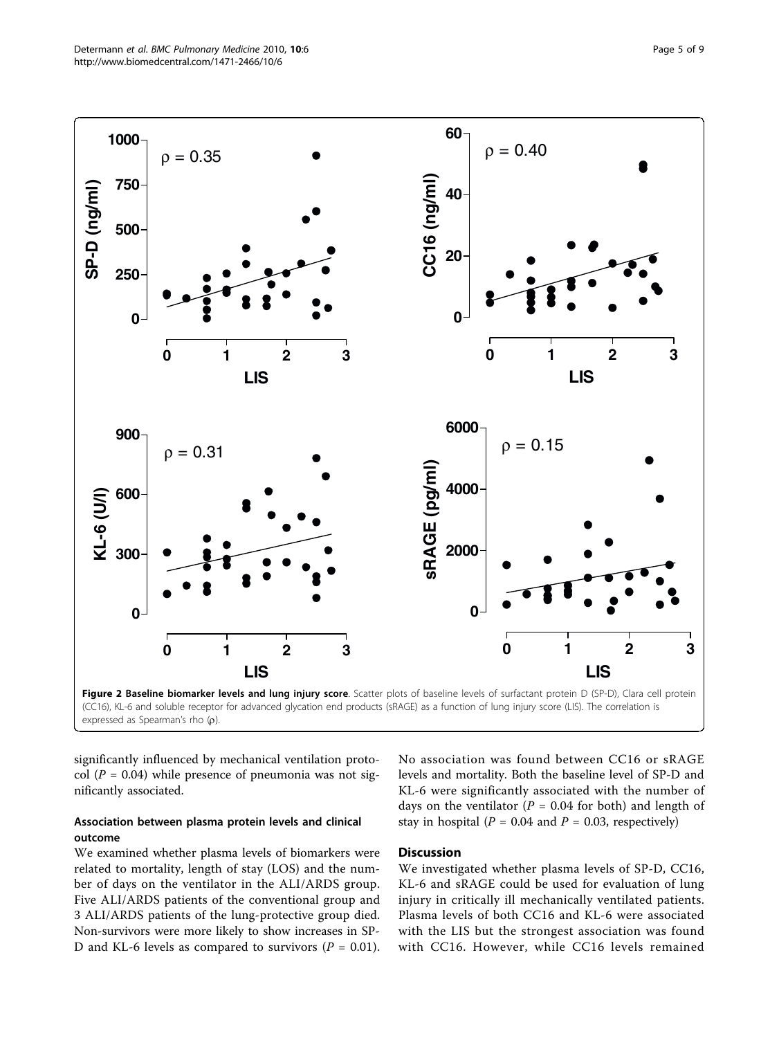Figure 2 Baseline biomarker levels and lung injury score. Scatter plots of baseline levels of surfactant protein D (SP-D), Clara cell protein (CC16), KL-6 and soluble receptor for advanced glycation end products (sRAGE) as a function of lung injury score (LIS). The correlation is expressed as Spearman's rho (ρ).

significantly influenced by mechanical ventilation protocol ($P = 0.04$) while presence of pneumonia was not significantly associated.

### Association between plasma protein levels and clinical outcome

We examined whether plasma levels of biomarkers were related to mortality, length of stay (LOS) and the number of days on the ventilator in the ALI/ARDS group. Five ALI/ARDS patients of the conventional group and 3 ALI/ARDS patients of the lung-protective group died. Non-survivors were more likely to show increases in SP-D and KL-6 levels as compared to survivors ($P = 0.01$). No association was found between CC16 or sRAGE levels and mortality. Both the baseline level of SP-D and KL-6 were significantly associated with the number of days on the ventilator ($P = 0.04$ for both) and length of stay in hospital ($P = 0.04$ and $P = 0.03$, respectively)

## Discussion

We investigated whether plasma levels of SP-D, CC16, KL-6 and sRAGE could be used for evaluation of lung injury in critically ill mechanically ventilated patients. Plasma levels of both CC16 and KL-6 were associated with the LIS but the strongest association was found with CC16. However, while CC16 levels remained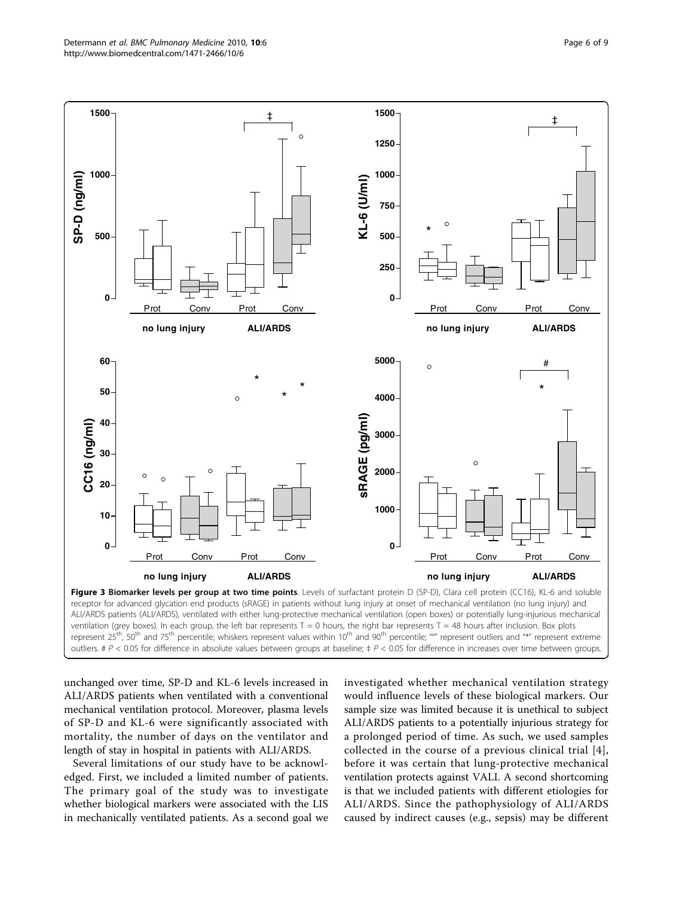**Figure 3 Biomarker levels per group at two time points**. Levels of surfactant protein D (SP-D), Clara cell protein (CC16), KL-6 and soluble receptor for advanced glycation end products (sRAGE) in patients without lung injury at onset of mechanical ventilation (no lung injury) and ALI/ARDS patients (ALI/ARDS), ventilated with either lung-protective mechanical ventilation (open boxes) or potentially lung-injurious mechanical ventilation (grey boxes). In each group, the left bar represents T = 0 hours, the right bar represents T = 48 hours after inclusion. Box plots represent 25[th], 50[th] and 75[th] percentile; whiskers represent values within 10[th] and 90[th] percentile; "°" represent outliers and "*" represent extreme outliers. # $P < 0.05$ for difference in absolute values between groups at baseline; ‡ $P < 0.05$ for difference in increases over time between groups.

unchanged over time, SP-D and KL-6 levels increased in ALI/ARDS patients when ventilated with a conventional mechanical ventilation protocol. Moreover, plasma levels of SP-D and KL-6 were significantly associated with mortality, the number of days on the ventilator and length of stay in hospital in patients with ALI/ARDS.

Several limitations of our study have to be acknowledged. First, we included a limited number of patients. The primary goal of the study was to investigate whether biological markers were associated with the LIS in mechanically ventilated patients. As a second goal we investigated whether mechanical ventilation strategy would influence levels of these biological markers. Our sample size was limited because it is unethical to subject ALI/ARDS patients to a potentially injurious strategy for a prolonged period of time. As such, we used samples collected in the course of a previous clinical trial [4], before it was certain that lung-protective mechanical ventilation protects against VALI. A second shortcoming is that we included patients with different etiologies for ALI/ARDS. Since the pathophysiology of ALI/ARDS caused by indirect causes (e.g., sepsis) may be different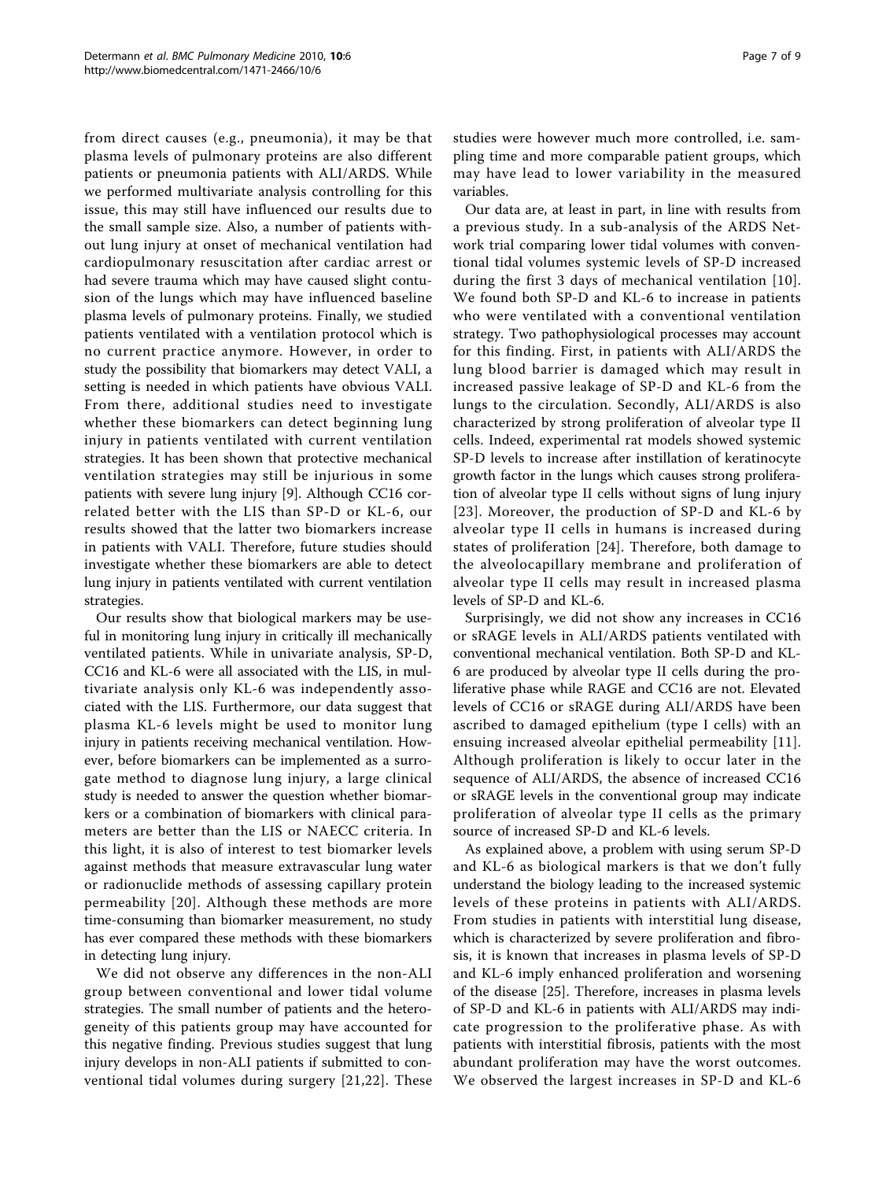from direct causes (e.g., pneumonia), it may be that plasma levels of pulmonary proteins are also different patients or pneumonia patients with ALI/ARDS. While we performed multivariate analysis controlling for this issue, this may still have influenced our results due to the small sample size. Also, a number of patients without lung injury at onset of mechanical ventilation had cardiopulmonary resuscitation after cardiac arrest or had severe trauma which may have caused slight contusion of the lungs which may have influenced baseline plasma levels of pulmonary proteins. Finally, we studied patients ventilated with a ventilation protocol which is no current practice anymore. However, in order to study the possibility that biomarkers may detect VALI, a setting is needed in which patients have obvious VALI. From there, additional studies need to investigate whether these biomarkers can detect beginning lung injury in patients ventilated with current ventilation strategies. It has been shown that protective mechanical ventilation strategies may still be injurious in some patients with severe lung injury [9]. Although CC16 correlated better with the LIS than SP-D or KL-6, our results showed that the latter two biomarkers increase in patients with VALI. Therefore, future studies should investigate whether these biomarkers are able to detect lung injury in patients ventilated with current ventilation strategies.

Our results show that biological markers may be useful in monitoring lung injury in critically ill mechanically ventilated patients. While in univariate analysis, SP-D, CC16 and KL-6 were all associated with the LIS, in multivariate analysis only KL-6 was independently associated with the LIS. Furthermore, our data suggest that plasma KL-6 levels might be used to monitor lung injury in patients receiving mechanical ventilation. However, before biomarkers can be implemented as a surrogate method to diagnose lung injury, a large clinical study is needed to answer the question whether biomarkers or a combination of biomarkers with clinical parameters are better than the LIS or NAECC criteria. In this light, it is also of interest to test biomarker levels against methods that measure extravascular lung water or radionuclide methods of assessing capillary protein permeability [20]. Although these methods are more time-consuming than biomarker measurement, no study has ever compared these methods with these biomarkers in detecting lung injury.

We did not observe any differences in the non-ALI group between conventional and lower tidal volume strategies. The small number of patients and the heterogeneity of this patients group may have accounted for this negative finding. Previous studies suggest that lung injury develops in non-ALI patients if submitted to conventional tidal volumes during surgery [21,22]. These studies were however much more controlled, i.e. sampling time and more comparable patient groups, which may have lead to lower variability in the measured variables.

Our data are, at least in part, in line with results from a previous study. In a sub-analysis of the ARDS Network trial comparing lower tidal volumes with conventional tidal volumes systemic levels of SP-D increased during the first 3 days of mechanical ventilation [10]. We found both SP-D and KL-6 to increase in patients who were ventilated with a conventional ventilation strategy. Two pathophysiological processes may account for this finding. First, in patients with ALI/ARDS the lung blood barrier is damaged which may result in increased passive leakage of SP-D and KL-6 from the lungs to the circulation. Secondly, ALI/ARDS is also characterized by strong proliferation of alveolar type II cells. Indeed, experimental rat models showed systemic SP-D levels to increase after instillation of keratinocyte growth factor in the lungs which causes strong proliferation of alveolar type II cells without signs of lung injury [23]. Moreover, the production of SP-D and KL-6 by alveolar type II cells in humans is increased during states of proliferation [24]. Therefore, both damage to the alveolocapillary membrane and proliferation of alveolar type II cells may result in increased plasma levels of SP-D and KL-6.

Surprisingly, we did not show any increases in CC16 or sRAGE levels in ALI/ARDS patients ventilated with conventional mechanical ventilation. Both SP-D and KL-6 are produced by alveolar type II cells during the proliferative phase while RAGE and CC16 are not. Elevated levels of CC16 or sRAGE during ALI/ARDS have been ascribed to damaged epithelium (type I cells) with an ensuing increased alveolar epithelial permeability [11]. Although proliferation is likely to occur later in the sequence of ALI/ARDS, the absence of increased CC16 or sRAGE levels in the conventional group may indicate proliferation of alveolar type II cells as the primary source of increased SP-D and KL-6 levels.

As explained above, a problem with using serum SP-D and KL-6 as biological markers is that we don't fully understand the biology leading to the increased systemic levels of these proteins in patients with ALI/ARDS. From studies in patients with interstitial lung disease, which is characterized by severe proliferation and fibrosis, it is known that increases in plasma levels of SP-D and KL-6 imply enhanced proliferation and worsening of the disease [25]. Therefore, increases in plasma levels of SP-D and KL-6 in patients with ALI/ARDS may indicate progression to the proliferative phase. As with patients with interstitial fibrosis, patients with the most abundant proliferation may have the worst outcomes. We observed the largest increases in SP-D and KL-6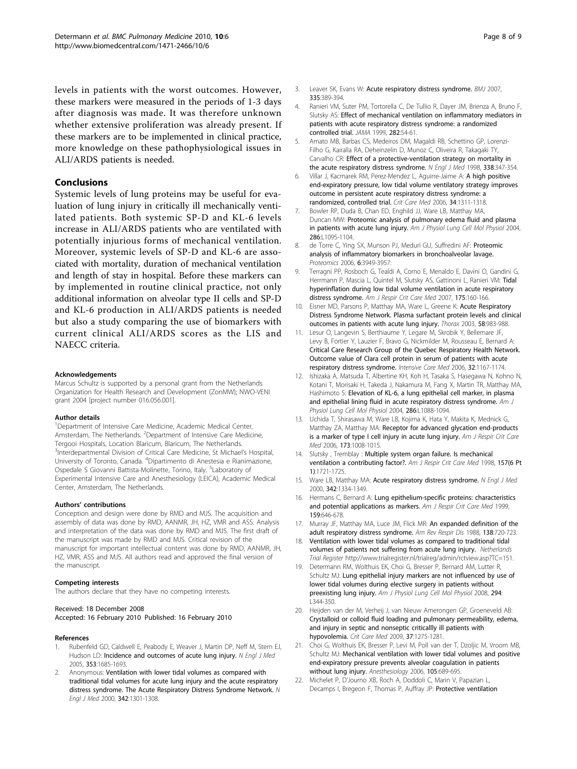levels in patients with the worst outcomes. However, these markers were measured in the periods of 1-3 days after diagnosis was made. It was therefore unknown whether extensive proliferation was already present. If these markers are to be implemented in clinical practice, more knowledge on these pathophysiological issues in ALI/ARDS patients is needed.

## Conclusions

Systemic levels of lung proteins may be useful for evaluation of lung injury in critically ill mechanically ventilated patients. Both systemic SP-D and KL-6 levels increase in ALI/ARDS patients who are ventilated with potentially injurious forms of mechanical ventilation. Moreover, systemic levels of SP-D and KL-6 are associated with mortality, duration of mechanical ventilation and length of stay in hospital. Before these markers can by implemented in routine clinical practice, not only additional information on alveolar type II cells and SP-D and KL-6 production in ALI/ARDS patients is needed but also a study comparing the use of biomarkers with current clinical ALI/ARDS scores as the LIS and NAECC criteria.

#### Acknowledgements

Marcus Schultz is supported by a personal grant from the Netherlands Organization for Health Research and Development (ZonMW); NWO-VENI grant 2004 [project number 016.056.001].

#### Author details

[1]Department of Intensive Care Medicine, Academic Medical Center, Amsterdam, The Netherlands. [2]Department of Intensive Care Medicine, Tergooi Hospitals, Location Blaricum, Blaricum, The Netherlands. [3]Interdepartmental Division of Critical Care Medicine, St Michael's Hospital, University of Toronto, Canada. [4]Dipartimento di Anestesia e Rianimazione, Ospedale S Giovanni Battista-Molinette, Torino, Italy. [5]Laboratory of Experimental Intensive Care and Anesthesiology (LEICA), Academic Medical Center, Amsterdam, The Netherlands.

#### Authors' contributions

Conception and design were done by RMD and MJS. The acquisition and assembly of data was done by RMD, AANMR, JH, HZ, VMR and ASS. Analysis and interpretation of the data was done by RMD and MJS. The first draft of the manuscript was made by RMD and MJS. Critical revision of the manuscript for important intellectual content was done by RMD, AANMR, JH, HZ, VMR, ASS and MJS. All authors read and approved the final version of the manuscript.

#### Competing interests

The authors declare that they have no competing interests.

Received: 18 December 2008
Accepted: 16 February 2010 Published: 16 February 2010

#### References

1. Rubenfeld GD, Caldwell E, Peabody E, Weaver J, Martin DP, Neff M, Stern EJ, Hudson LD: **Incidence and outcomes of acute lung injury.** *N Engl J Med* 2005, **353**:1685-1693.
2. Anonymous: **Ventilation with lower tidal volumes as compared with traditional tidal volumes for acute lung injury and the acute respiratory distress syndrome. The Acute Respiratory Distress Syndrome Network.** *N Engl J Med* 2000, **342**:1301-1308.
3. Leaver SK, Evans W: **Acute respiratory distress syndrome.** *BMJ* 2007, **335**:389-394.
4. Ranieri VM, Suter PM, Tortorella C, De Tullio R, Dayer JM, Brienza A, Bruno F, Slutsky AS: **Effect of mechanical ventilation on inflammatory mediators in patients with acute respiratory distress syndrome: a randomized controlled trial.** *JAMA* 1999, **282**:54-61.
5. Amato MB, Barbas CS, Medeiros DM, Magaldi RB, Schettino GP, Lorenzi-Filho G, Kairalla RA, Deheinzelin D, Munoz C, Oliveira R, Takagaki TY, Carvalho CR: **Effect of a protective-ventilation strategy on mortality in the acute respiratory distress syndrome.** *N Engl J Med* 1998, **338**:347-354.
6. Villar J, Kacmarek RM, Perez-Mendez L, Aguirre-Jaime A: **A high positive end-expiratory pressure, low tidal volume ventilatory strategy improves outcome in persistent acute respiratory distress syndrome: a randomized, controlled trial.** *Crit Care Med* 2006, **34**:1311-1318.
7. Bowler RP, Duda B, Chan ED, Enghild JJ, Ware LB, Matthay MA, Duncan MW: **Proteomic analysis of pulmonary edema fluid and plasma in patients with acute lung injury.** *Am J Physiol Lung Cell Mol Physiol* 2004, **286**:L1095-1104.
8. de Torre C, Ying SX, Munson PJ, Meduri GU, Suffredini AF: **Proteomic analysis of inflammatory biomarkers in bronchoalveolar lavage.** *Proteomics* 2006, **6**:3949-3957.
9. Terragni PP, Rosboch G, Tealdi A, Corno E, Menaldo E, Davini O, Gandini G, Herrmann P, Mascia L, Quintel M, Slutsky AS, Gattinoni L, Ranieri VM: **Tidal hyperinflation during low tidal volume ventilation in acute respiratory distress syndrome.** *Am J Respir Crit Care Med* 2007, **175**:160-166.
10. Eisner MD, Parsons P, Matthay MA, Ware L, Greene K: **Acute Respiratory Distress Syndrome Network. Plasma surfactant protein levels and clinical outcomes in patients with acute lung injury.** *Thorax* 2003, **58**:983-988.
11. Lesur O, Langevin S, Berthiaume Y, Legare M, Skrobik Y, Bellemare JF, Levy B, Fortier Y, Lauzier F, Bravo G, Nickmilder M, Rousseau E, Bernard A: **Critical Care Research Group of the Quebec Respiratory Health Network. Outcome value of Clara cell protein in serum of patients with acute respiratory distress syndrome.** *Intensive Care Med* 2006, **32**:1167-1174.
12. Ishizaka A, Matsuda T, Albertine KH, Koh H, Tasaka S, Hasegawa N, Kohno N, Kotani T, Morisaki H, Takeda J, Nakamura M, Fang X, Martin TR, Matthay MA, Hashimoto S: **Elevation of KL-6, a lung epithelial cell marker, in plasma and epithelial lining fluid in acute respiratory distress syndrome.** *Am J Physiol Lung Cell Mol Physiol* 2004, **286**:L1088-1094.
13. Uchida T, Shirasawa M, Ware LB, Kojima K, Hata Y, Makita K, Mednick G, Matthay ZA, Matthay MA: **Receptor for advanced glycation end-products is a marker of type I cell injury in acute lung injury.** *Am J Respir Crit Care Med* 2006, **173**:1008-1015.
14. Slutsky , Tremblay : **Multiple system organ failure. Is mechanical ventilation a contributing factor?.** *Am J Respir Crit Care Med* 1998, **157(6 Pt 1)**:1721-1725.
15. Ware LB, Matthay MA: **Acute respiratory distress syndrome.** *N Engl J Med* 2000, **342**:1334-1349.
16. Hermans C, Bernard A: **Lung epithelium-specific proteins: characteristics and potential applications as markers.** *Am J Respir Crit Care Med* 1999, **159**:646-678.
17. Murray JF, Matthay MA, Luce JM, Flick MR: **An expanded definition of the adult respiratory distress syndrome.** *Am Rev Respir Dis* 1988, **138**:720-723.
18. **Ventilation with lower tidal volumes as compared to traditional tidal volumes of patients not suffering from acute lung injury.** *Netherlands Trial Register* http://www.trialregister.nl/trialreg/admin/rctview.asp?TC=151.
19. Determann RM, Wolthuis EK, Choi G, Bresser P, Bernard AM, Lutter R, Schultz MJ: **Lung epithelial injury markers are not influenced by use of lower tidal volumes during elective surgery in patients without preexisting lung injury.** *Am J Physiol Lung Cell Mol Physiol* 2008, **294**: L344-350.
20. Heijden van der M, Verheij J, van Nieuw Amerongen GP, Groeneveld AB: **Crystalloid or colloid fluid loading and pulmonary permeability, edema, and injury in septic and nonseptic criticallly ill patients with hypovolemia.** *Crit Care Med* 2009, **37**:1275-1281.
21. Choi G, Wolthuis EK, Bresser P, Levi M, Poll van der T, Dzoljic M, Vroom MB, Schultz MJ: **Mechanical ventilation with lower tidal volumes and positive end-expiratory pressure prevents alveolar coagulation in patients without lung injury.** *Anesthesiology* 2006, **105**:689-695.
22. Michelet P, D'Journo XB, Roch A, Doddoli C, Marin V, Papazian L, Decamps I, Bregeon F, Thomas P, Auffray JP: **Protective ventilation**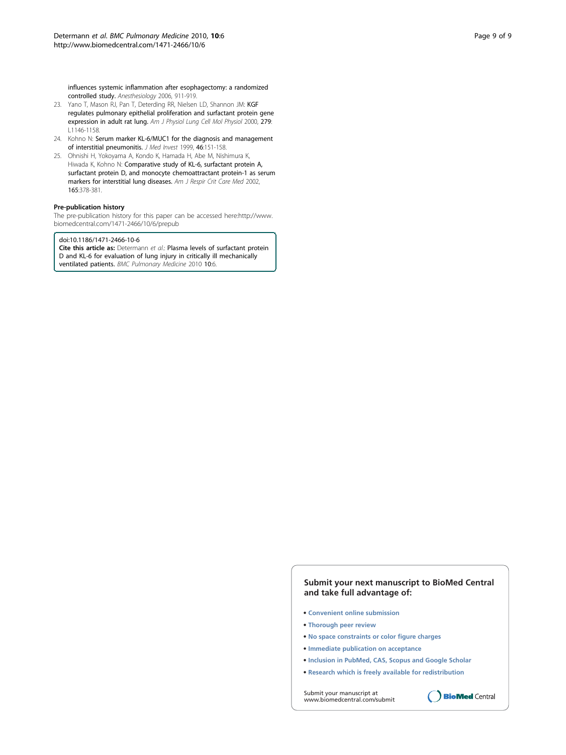influences systemic inflammation after esophagectomy: a randomized controlled study. *Anesthesiology* 2006, 911-919.

23. Yano T, Mason RJ, Pan T, Deterding RR, Nielsen LD, Shannon JM: **KGF regulates pulmonary epithelial proliferation and surfactant protein gene expression in adult rat lung.** *Am J Physiol Lung Cell Mol Physiol* 2000, **279**: L1146-1158.
24. Kohno N: **Serum marker KL-6/MUC1 for the diagnosis and management of interstitial pneumonitis.** *J Med Invest* 1999, **46**:151-158.
25. Ohnishi H, Yokoyama A, Kondo K, Hamada H, Abe M, Nishimura K, Hiwada K, Kohno N: **Comparative study of KL-6, surfactant protein A, surfactant protein D, and monocyte chemoattractant protein-1 as serum markers for interstitial lung diseases.** *Am J Respir Crit Care Med* 2002, **165**:378-381.

### Pre-publication history

The pre-publication history for this paper can be accessed here:http://www.biomedcentral.com/1471-2466/10/6/prepub

doi:10.1186/1471-2466-10-6
**Cite this article as:** Determann *et al.*: Plasma levels of surfactant protein D and KL-6 for evaluation of lung injury in critically ill mechanically ventilated patients. *BMC Pulmonary Medicine* 2010 **10**:6.

**Submit your next manuscript to BioMed Central and take full advantage of:**

- **Convenient online submission**
- **Thorough peer review**
- **No space constraints or color figure charges**
- **Immediate publication on acceptance**
- **Inclusion in PubMed, CAS, Scopus and Google Scholar**
- **Research which is freely available for redistribution**

Submit your manuscript at
www.biomedcentral.com/submit

BioMed Central